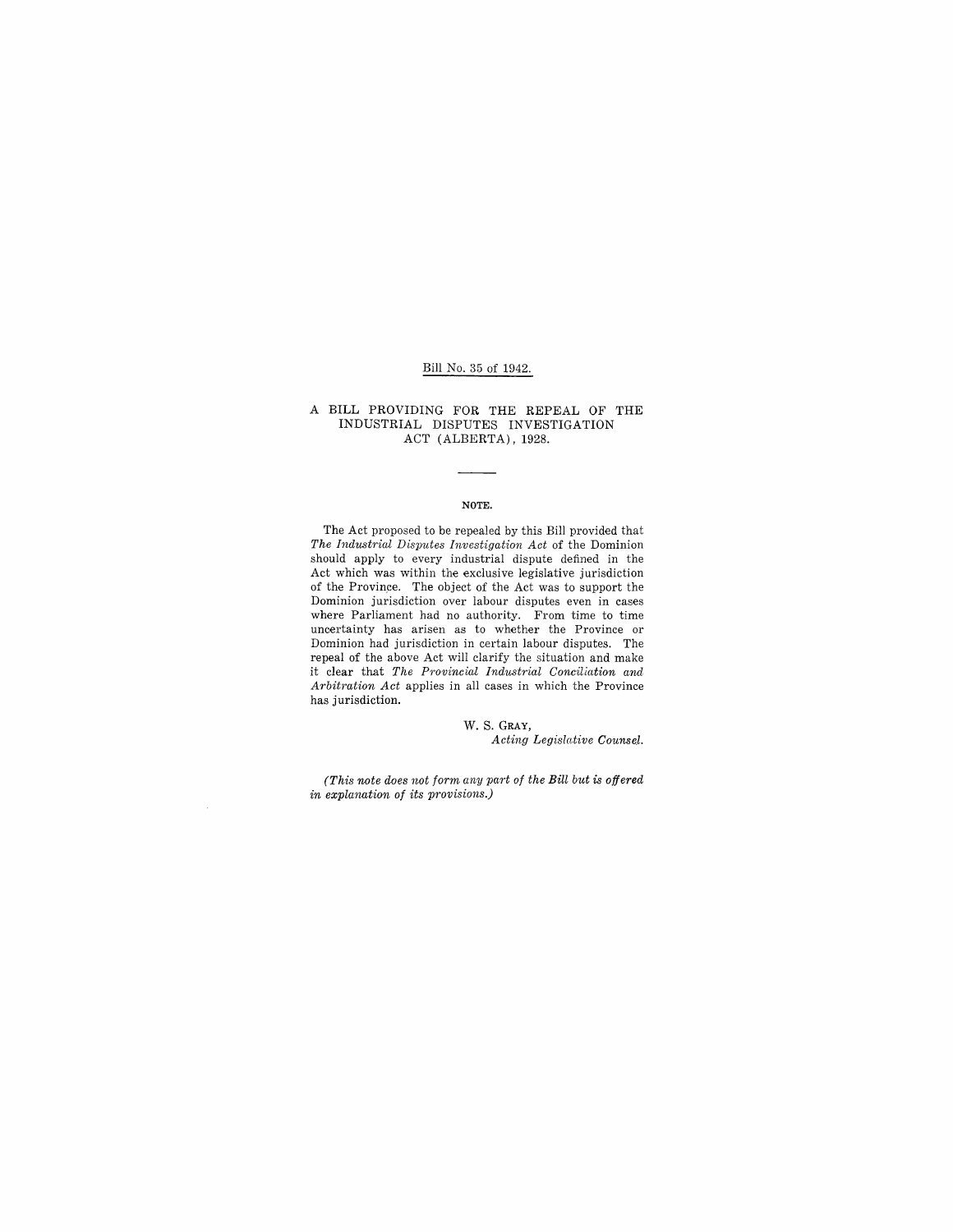Bill No. 35 of 1942.

# A BILL PROVIDING FOR THE REPEAL OF THE INDUSTRIAL DISPUTES INVESTIGATION ACT (ALBERTA), 1928.

---

**NOTE.**

The Act proposed to be repealed by this Bill provided that *The Industrial Disputes Investigation Act* of the Dominion should apply to every industrial dispute defined in the Act which was within the exclusive legislative jurisdiction of the Province. The object of the Act was to support the Dominion jurisdiction over labour disputes even in cases where Parliament had no authority. From time to time uncertainty has arisen as to whether the Province or Dominion had jurisdiction in certain labour disputes. The repeal of the above Act will clarify the situation and make it clear that *The Provincial Industrial Conciliation and Arbitration Act* applies in all cases in which the Province has jurisdiction.

W. S. GRAY,
*Acting Legislative Counsel.*

*(This note does not form any part of the Bill but is offered in explanation of its provisions.)*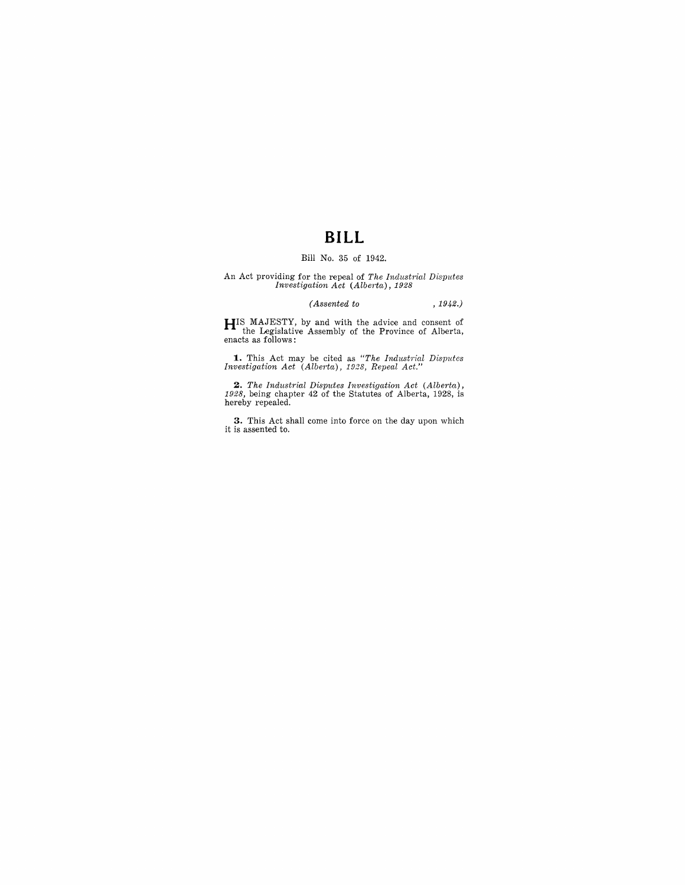# BILL

Bill No. 35 of 1942.

An Act providing for the repeal of *The Industrial Disputes Investigation Act (Alberta), 1928*

*(Assented to , 1942.)*

HIS MAJESTY, by and with the advice and consent of the Legislative Assembly of the Province of Alberta, enacts as follows:

**1.** This Act may be cited as *"The Industrial Disputes Investigation Act (Alberta), 1928, Repeal Act."*

**2.** *The Industrial Disputes Investigation Act (Alberta), 1928,* being chapter 42 of the Statutes of Alberta, 1928, is hereby repealed.

**3.** This Act shall come into force on the day upon which it is assented to.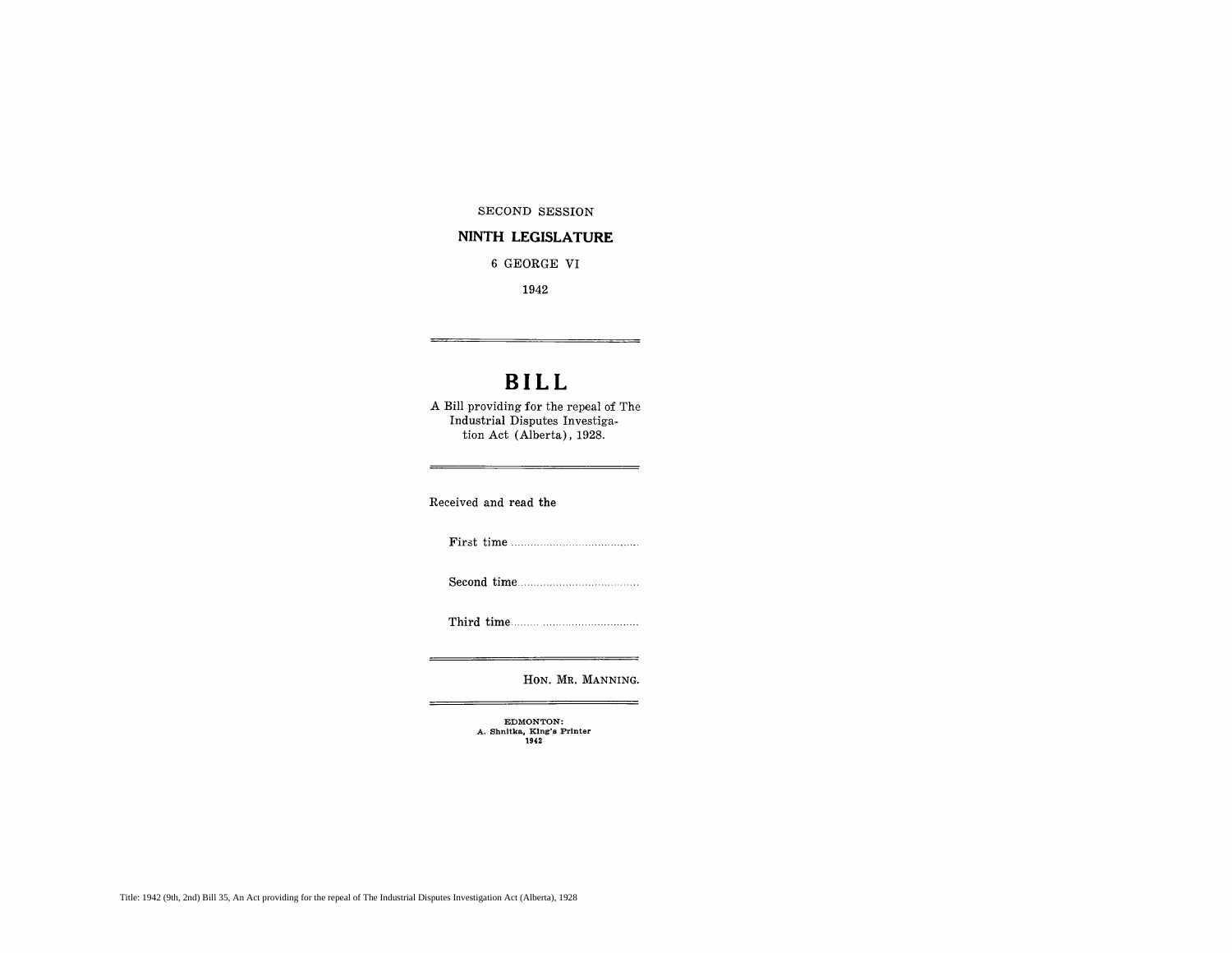SECOND SESSION

**NINTH LEGISLATURE**

6 GEORGE VI

1942

---

# BILL

A Bill providing for the repeal of The Industrial Disputes Investigation Act (Alberta), 1928.

---

Received and read the

First time ........................................

Second time ......................................

Third time ........ ..............................

---

HON. MR. MANNING.

---

EDMONTON:
A. Shnitka, King's Printer
1942

Title: 1942 (9th, 2nd) Bill 35, An Act providing for the repeal of The Industrial Disputes Investigation Act (Alberta), 1928